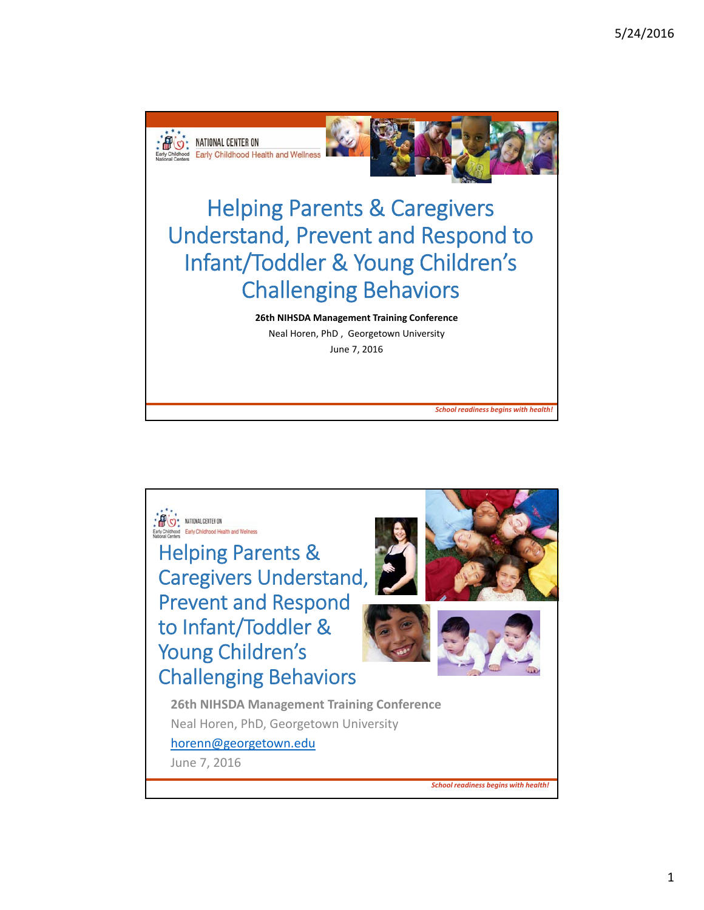NATIONAL CENTER ON
Early Childhood Health and Wellness

# Helping Parents & Caregivers Understand, Prevent and Respond to Infant/Toddler & Young Children's Challenging Behaviors

**26th NIHSDA Management Training Conference**

Neal Horen, PhD , Georgetown University

June 7, 2016

*School readiness begins with health!*

---

NATIONAL CENTER ON
Early Childhood Health and Wellness

# Helping Parents & Caregivers Understand, Prevent and Respond to Infant/Toddler & Young Children's Challenging Behaviors

**26th NIHSDA Management Training Conference**

Neal Horen, PhD, Georgetown University

horenn@georgetown.edu

June 7, 2016

*School readiness begins with health!*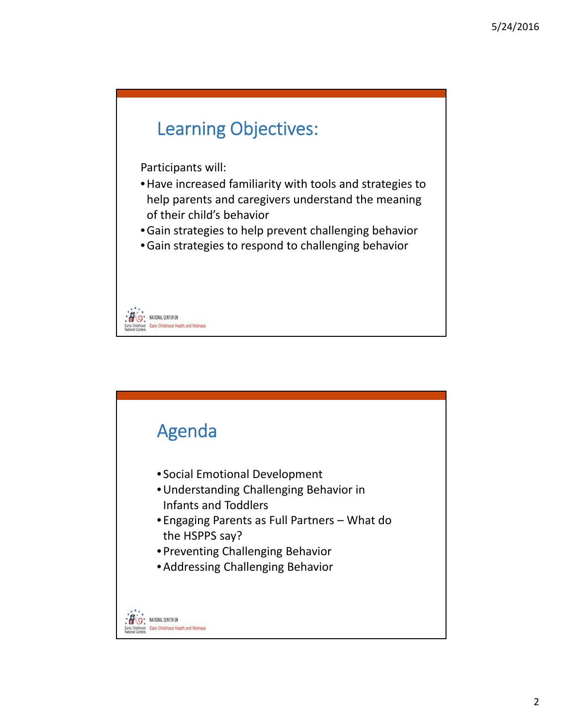## Learning Objectives:

Participants will:

- Have increased familiarity with tools and strategies to help parents and caregivers understand the meaning of their child's behavior
- Gain strategies to help prevent challenging behavior
- Gain strategies to respond to challenging behavior

## Agenda

- Social Emotional Development
- Understanding Challenging Behavior in Infants and Toddlers
- Engaging Parents as Full Partners – What do the HSPPS say?
- Preventing Challenging Behavior
- Addressing Challenging Behavior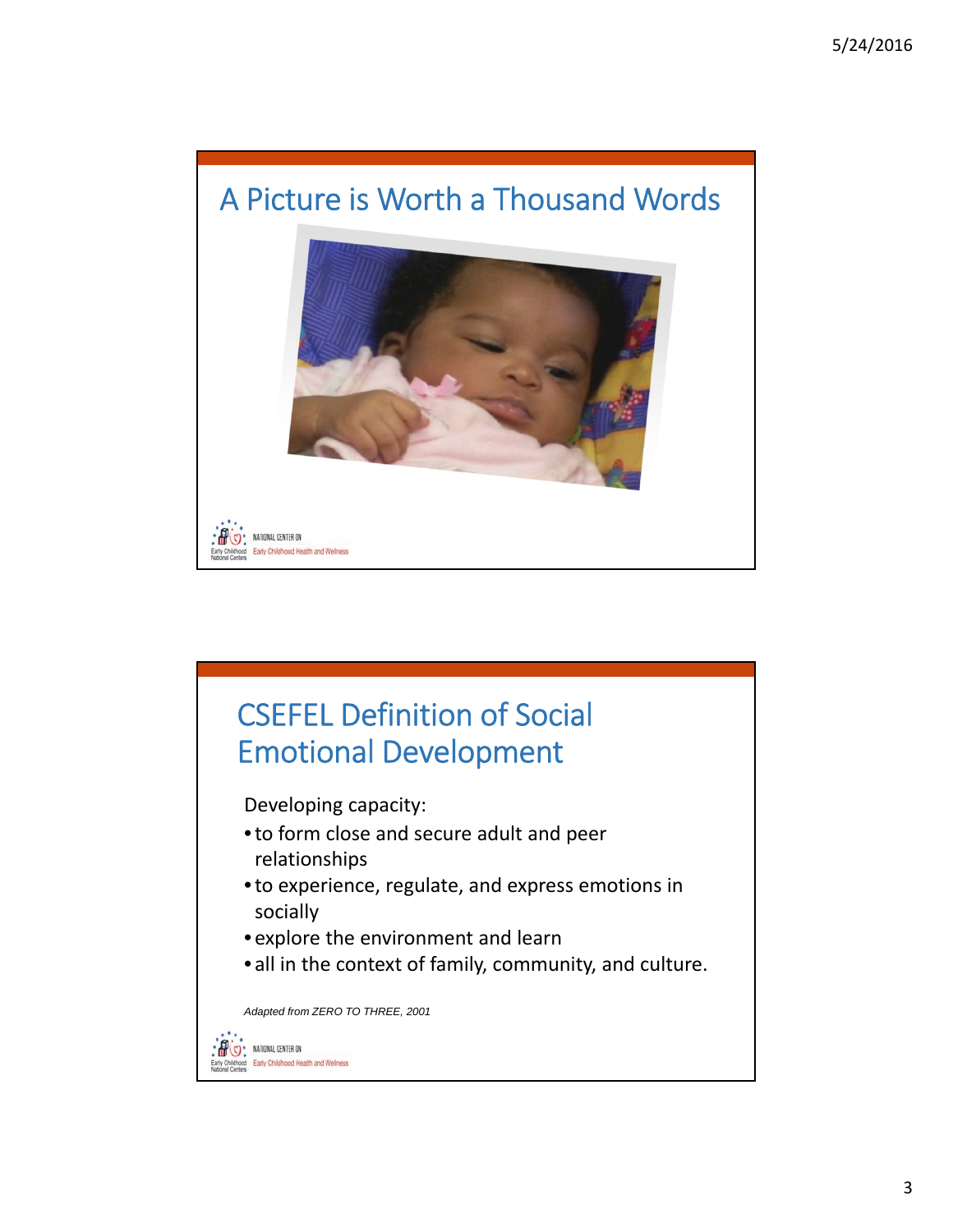## A Picture is Worth a Thousand Words

NATIONAL CENTER ON Early Childhood Health and Wellness

## CSEFEL Definition of Social Emotional Development

Developing capacity:

- to form close and secure adult and peer relationships
- to experience, regulate, and express emotions in socially
- explore the environment and learn
- all in the context of family, community, and culture.

*Adapted from ZERO TO THREE, 2001*

NATIONAL CENTER ON Early Childhood Health and Wellness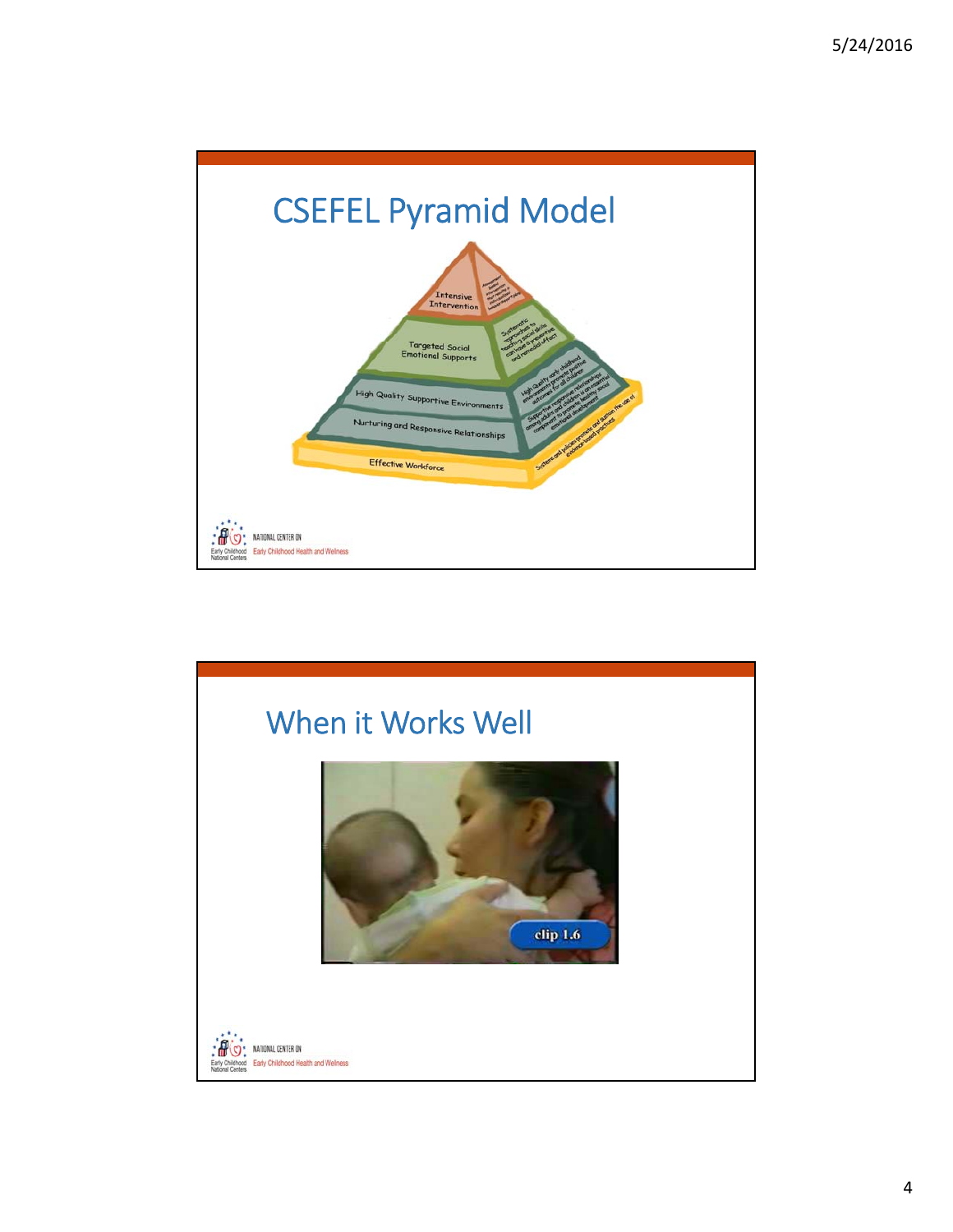# CSEFEL Pyramid Model

Intensive Intervention

Targeted Social Emotional Supports

High Quality Supportive Environments

Nurturing and Responsive Relationships

Effective Workforce

# When it Works Well

clip 1.6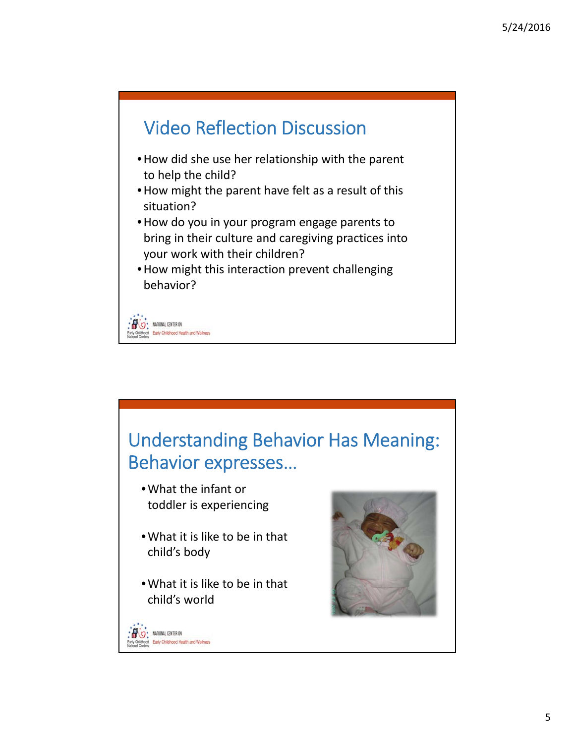## Video Reflection Discussion

- How did she use her relationship with the parent to help the child?
- How might the parent have felt as a result of this situation?
- How do you in your program engage parents to bring in their culture and caregiving practices into your work with their children?
- How might this interaction prevent challenging behavior?

NATIONAL CENTER ON Early Childhood Health and Wellness

## Understanding Behavior Has Meaning: Behavior expresses…

- What the infant or toddler is experiencing
- What it is like to be in that child's body
- What it is like to be in that child's world

NATIONAL CENTER ON Early Childhood Health and Wellness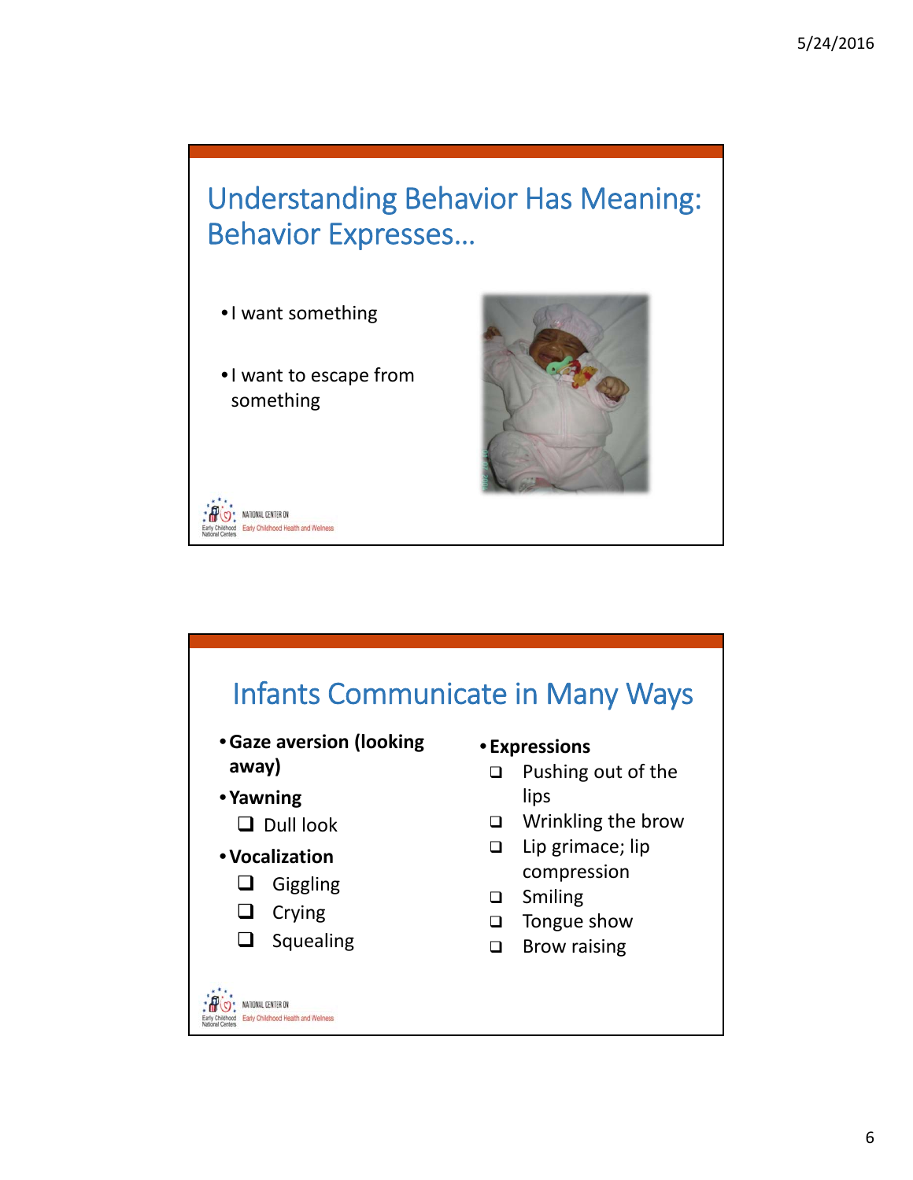## Understanding Behavior Has Meaning: Behavior Expresses…

- I want something
- I want to escape from something

## Infants Communicate in Many Ways

- **Gaze aversion (looking away)**
- **Yawning**
  - Dull look
- **Vocalization**
  - Giggling
  - Crying
  - Squealing
- **Expressions**
  - Pushing out of the lips
  - Wrinkling the brow
  - Lip grimace; lip compression
  - Smiling
  - Tongue show
  - Brow raising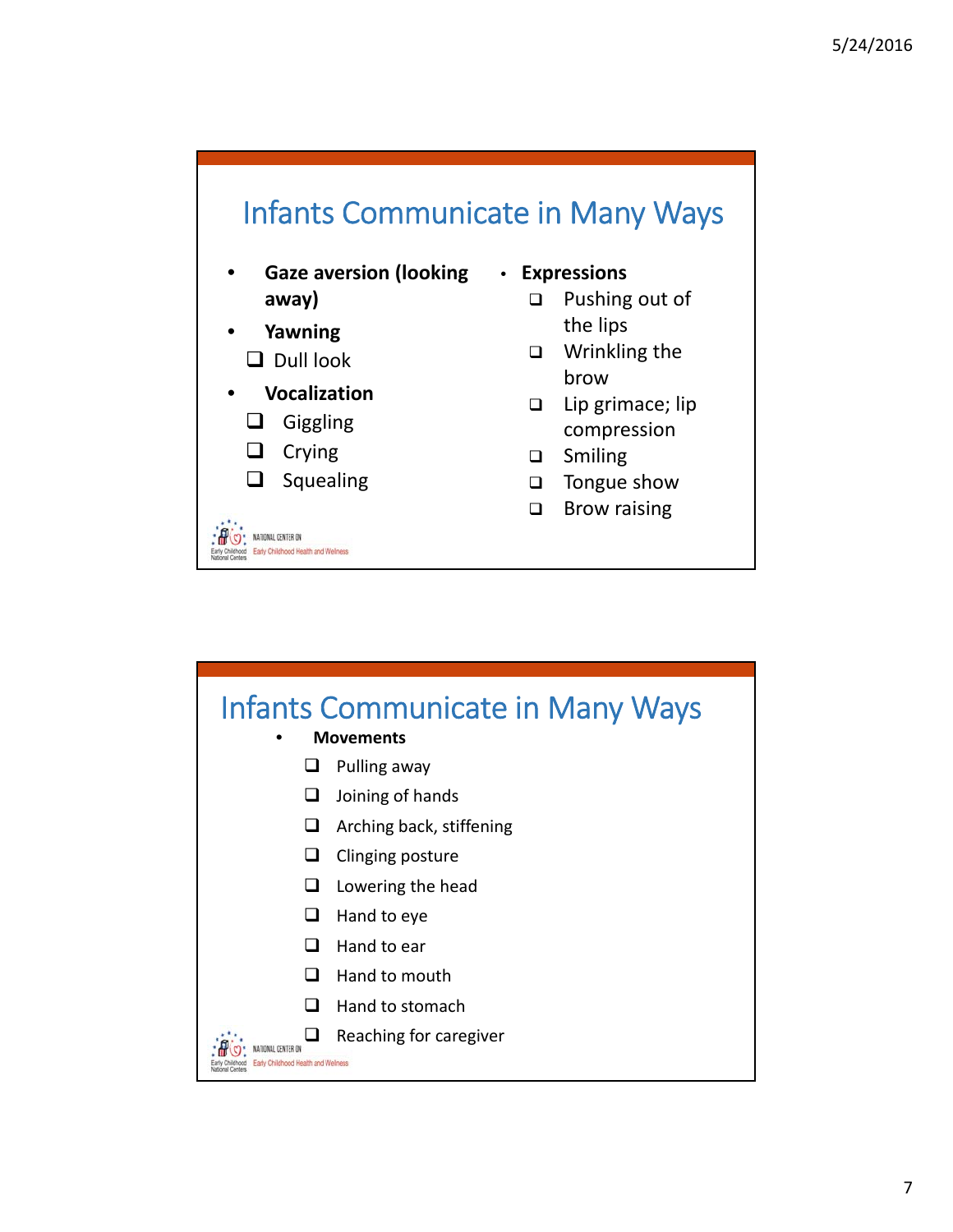# Infants Communicate in Many Ways

- **Gaze aversion (looking away)**
- **Yawning**
  - Dull look
- **Vocalization**
  - Giggling
  - Crying
  - Squealing
- **Expressions**
  - Pushing out of the lips
  - Wrinkling the brow
  - Lip grimace; lip compression
  - Smiling
  - Tongue show
  - Brow raising

NATIONAL CENTER ON Early Childhood Health and Wellness

# Infants Communicate in Many Ways

- **Movements**
  - Pulling away
  - Joining of hands
  - Arching back, stiffening
  - Clinging posture
  - Lowering the head
  - Hand to eye
  - Hand to ear
  - Hand to mouth
  - Hand to stomach
  - Reaching for caregiver

NATIONAL CENTER ON Early Childhood Health and Wellness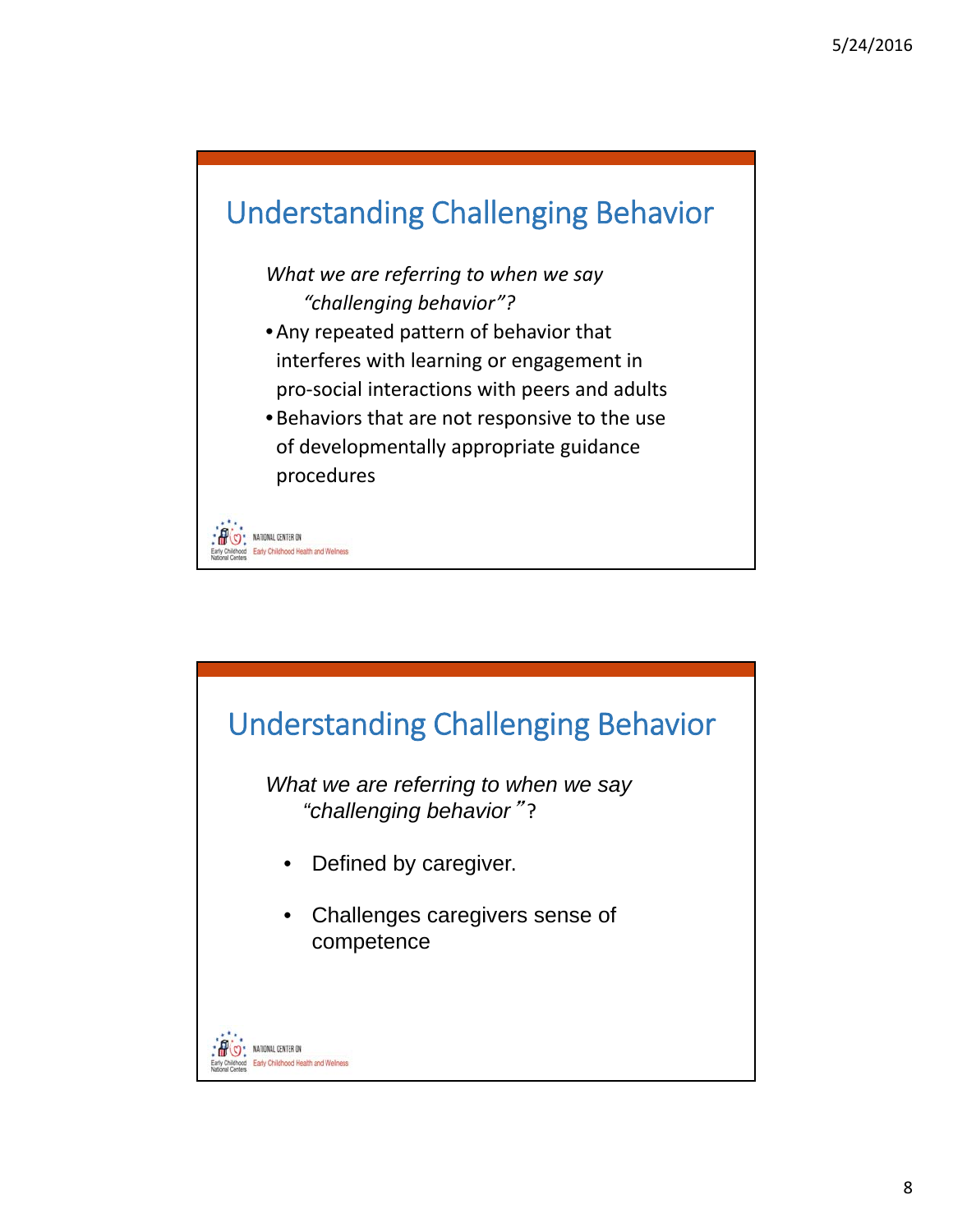## Understanding Challenging Behavior

*What we are referring to when we say "challenging behavior"?*

- Any repeated pattern of behavior that interferes with learning or engagement in pro-social interactions with peers and adults
- Behaviors that are not responsive to the use of developmentally appropriate guidance procedures

NATIONAL CENTER ON Early Childhood Health and Wellness

## Understanding Challenging Behavior

*What we are referring to when we say "challenging behavior"?*

- Defined by caregiver.
- Challenges caregivers sense of competence

NATIONAL CENTER ON Early Childhood Health and Wellness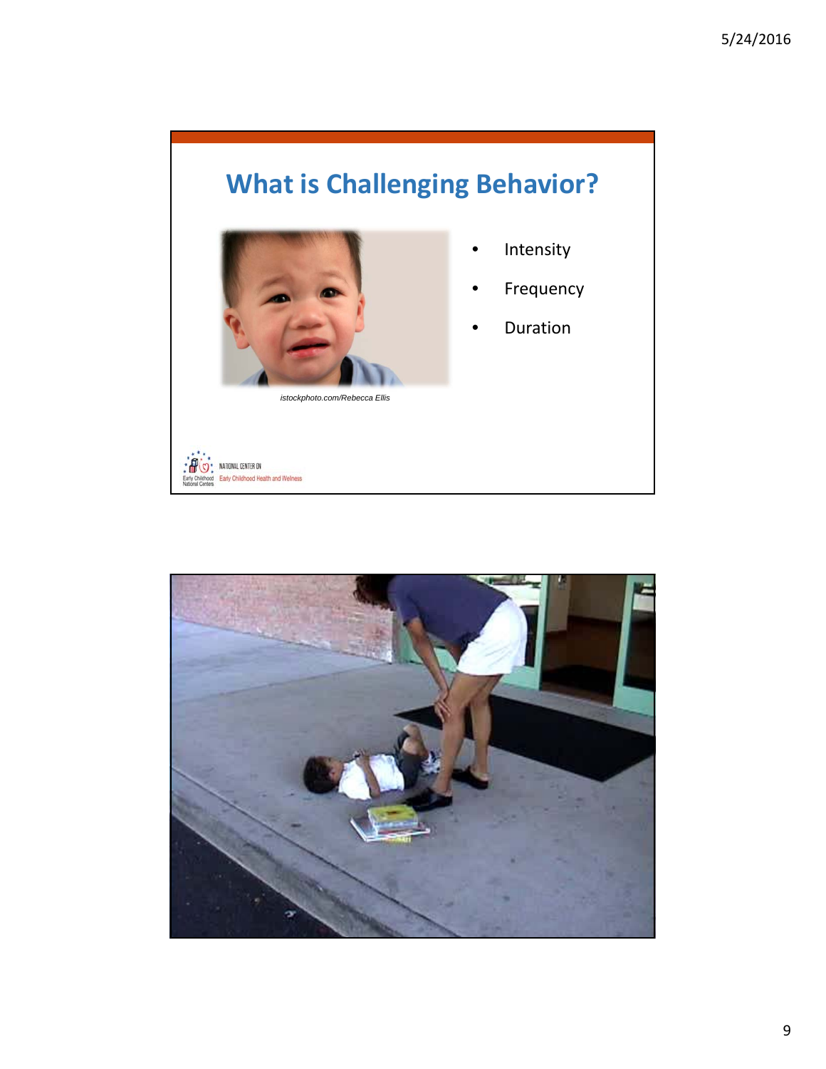# What is Challenging Behavior?

*istockphoto.com/Rebecca Ellis*

- Intensity
- Frequency
- Duration

NATIONAL CENTER ON Early Childhood Health and Wellness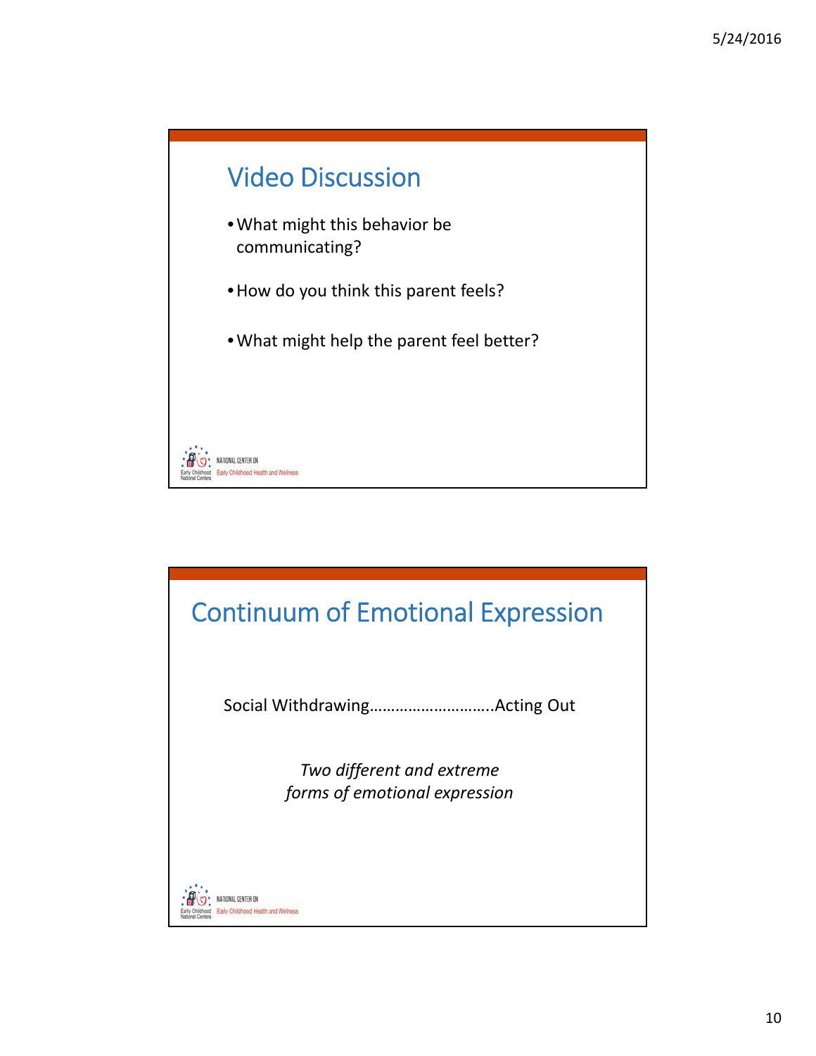## Video Discussion

- What might this behavior be communicating?
- How do you think this parent feels?
- What might help the parent feel better?

NATIONAL CENTER ON Early Childhood Health and Wellness

## Continuum of Emotional Expression

Social Withdrawing……………………….Acting Out

*Two different and extreme forms of emotional expression*

NATIONAL CENTER ON Early Childhood Health and Wellness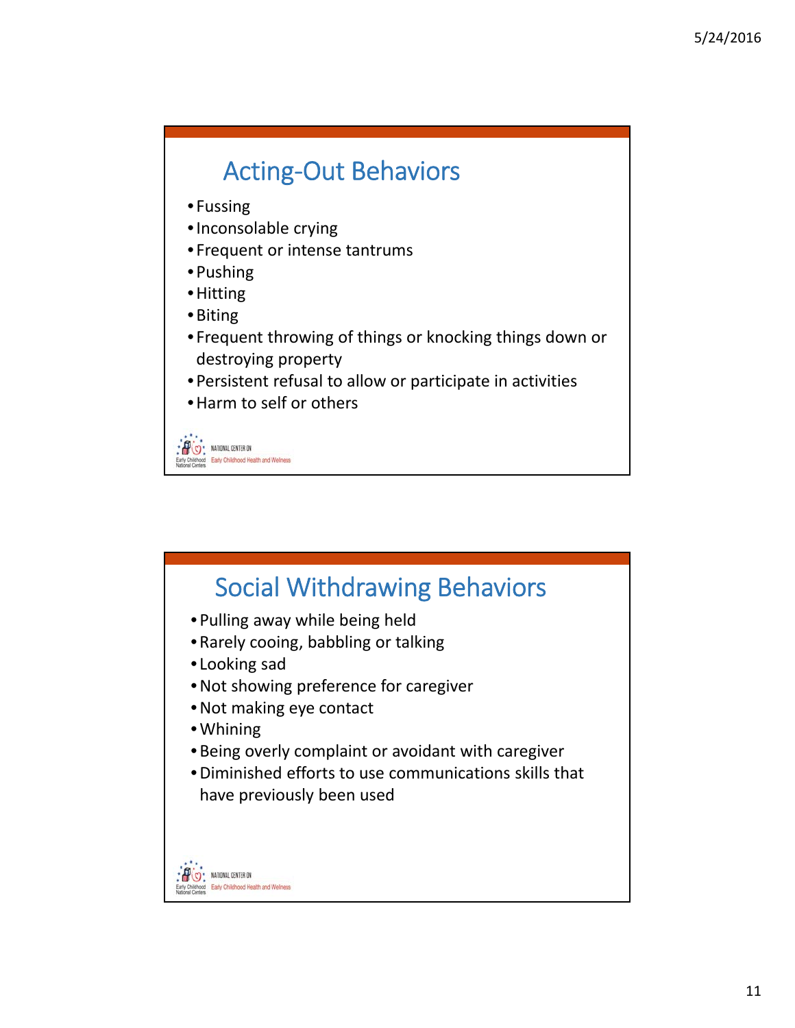## Acting-Out Behaviors

- Fussing
- Inconsolable crying
- Frequent or intense tantrums
- Pushing
- Hitting
- Biting
- Frequent throwing of things or knocking things down or destroying property
- Persistent refusal to allow or participate in activities
- Harm to self or others

NATIONAL CENTER ON Early Childhood Health and Wellness

## Social Withdrawing Behaviors

- Pulling away while being held
- Rarely cooing, babbling or talking
- Looking sad
- Not showing preference for caregiver
- Not making eye contact
- Whining
- Being overly complaint or avoidant with caregiver
- Diminished efforts to use communications skills that have previously been used

NATIONAL CENTER ON Early Childhood Health and Wellness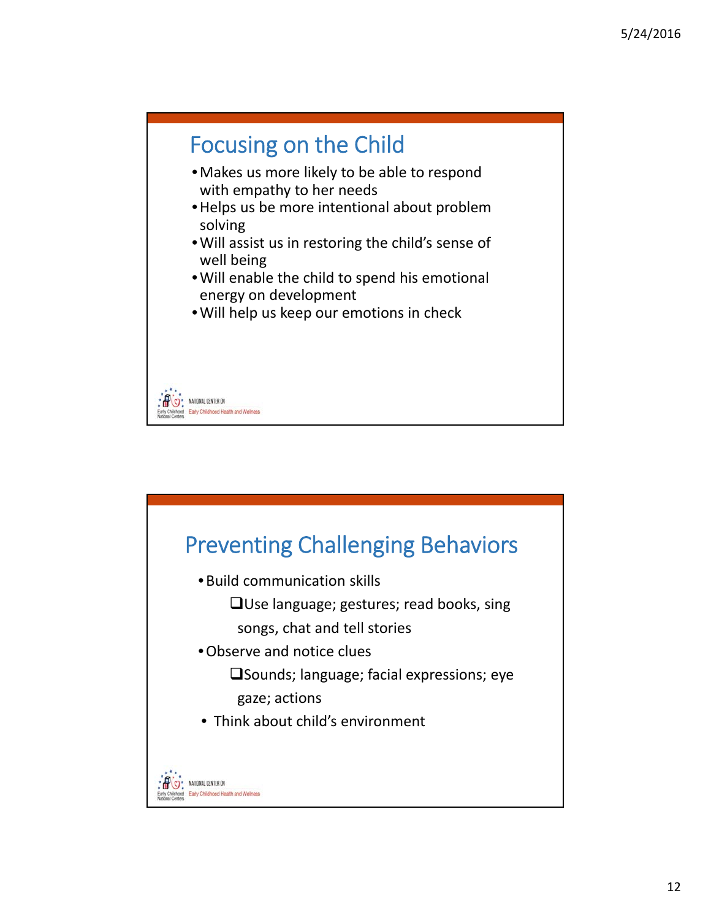## Focusing on the Child

- Makes us more likely to be able to respond with empathy to her needs
- Helps us be more intentional about problem solving
- Will assist us in restoring the child's sense of well being
- Will enable the child to spend his emotional energy on development
- Will help us keep our emotions in check

NATIONAL CENTER ON Early Childhood Health and Wellness

## Preventing Challenging Behaviors

- Build communication skills
  - ❑Use language; gestures; read books, sing songs, chat and tell stories
- Observe and notice clues
  - ❑Sounds; language; facial expressions; eye gaze; actions
- Think about child's environment

NATIONAL CENTER ON Early Childhood Health and Wellness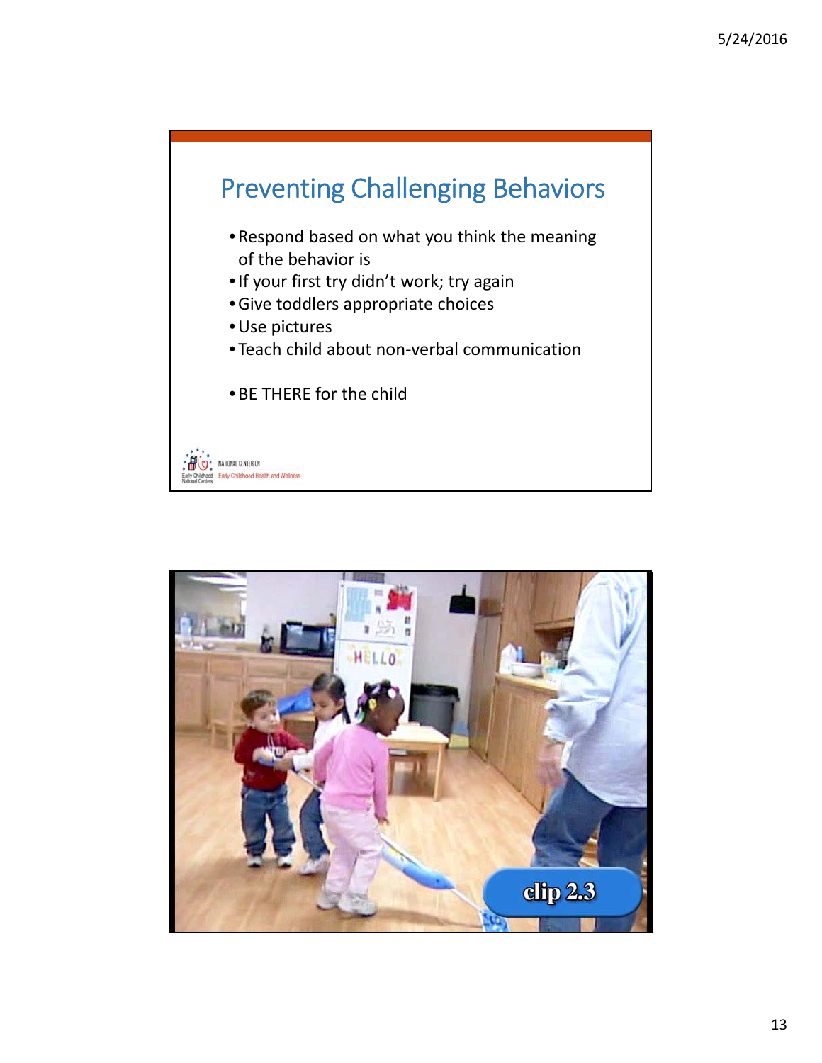# Preventing Challenging Behaviors

- Respond based on what you think the meaning of the behavior is
- If your first try didn't work; try again
- Give toddlers appropriate choices
- Use pictures
- Teach child about non-verbal communication

- BE THERE for the child

NATIONAL CENTER ON Early Childhood Health and Wellness

clip 2.3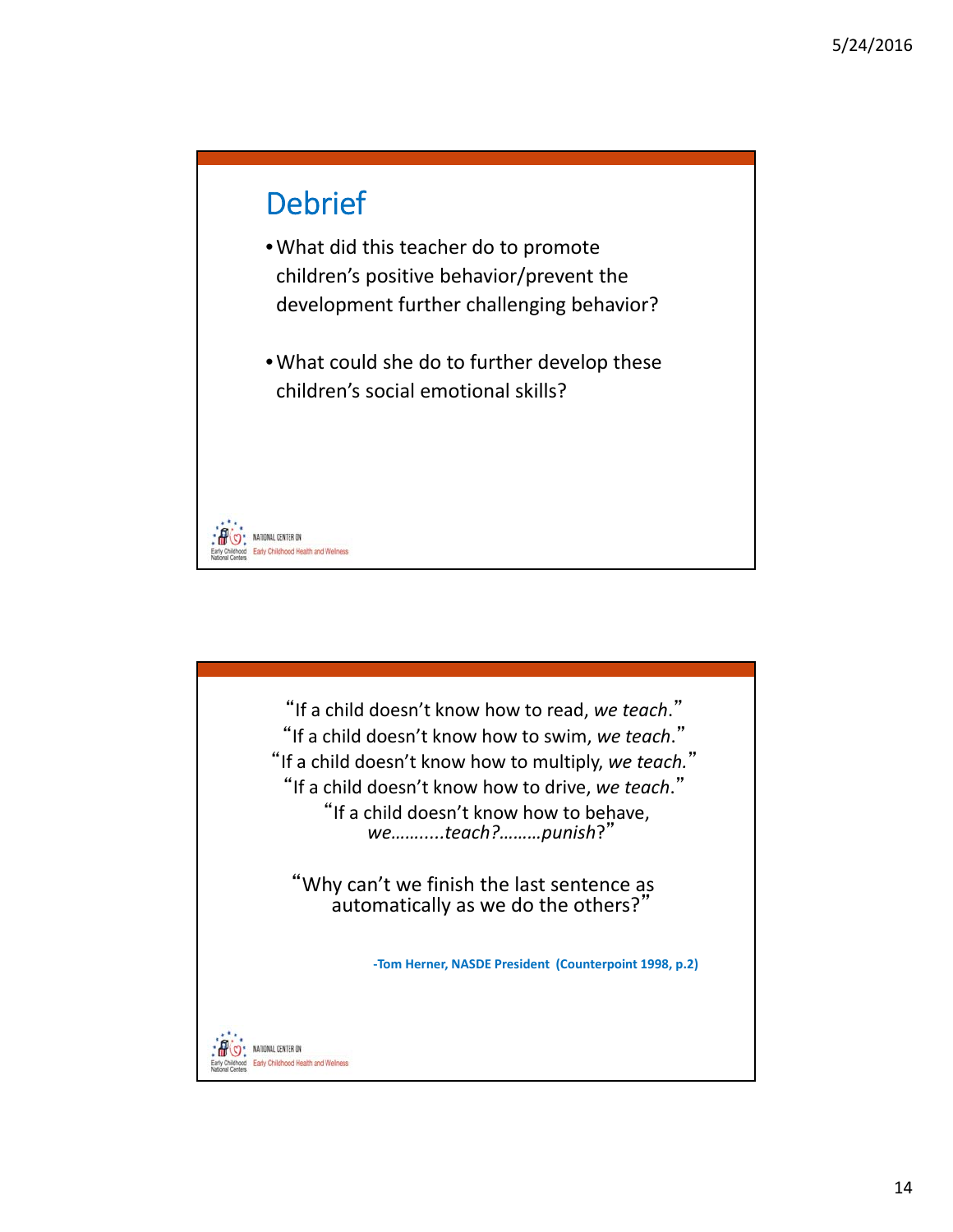## Debrief

- What did this teacher do to promote children's positive behavior/prevent the development further challenging behavior?
- What could she do to further develop these children's social emotional skills?

NATIONAL CENTER ON Early Childhood Health and Wellness

"If a child doesn't know how to read, *we teach*."
"If a child doesn't know how to swim, *we teach*."
"If a child doesn't know how to multiply, *we teach.*"
"If a child doesn't know how to drive, *we teach*."
"If a child doesn't know how to behave, *we……....teach?………punish*?"

"Why can't we finish the last sentence as automatically as we do the others?"

**-Tom Herner, NASDE President (Counterpoint 1998, p.2)**

NATIONAL CENTER ON Early Childhood Health and Wellness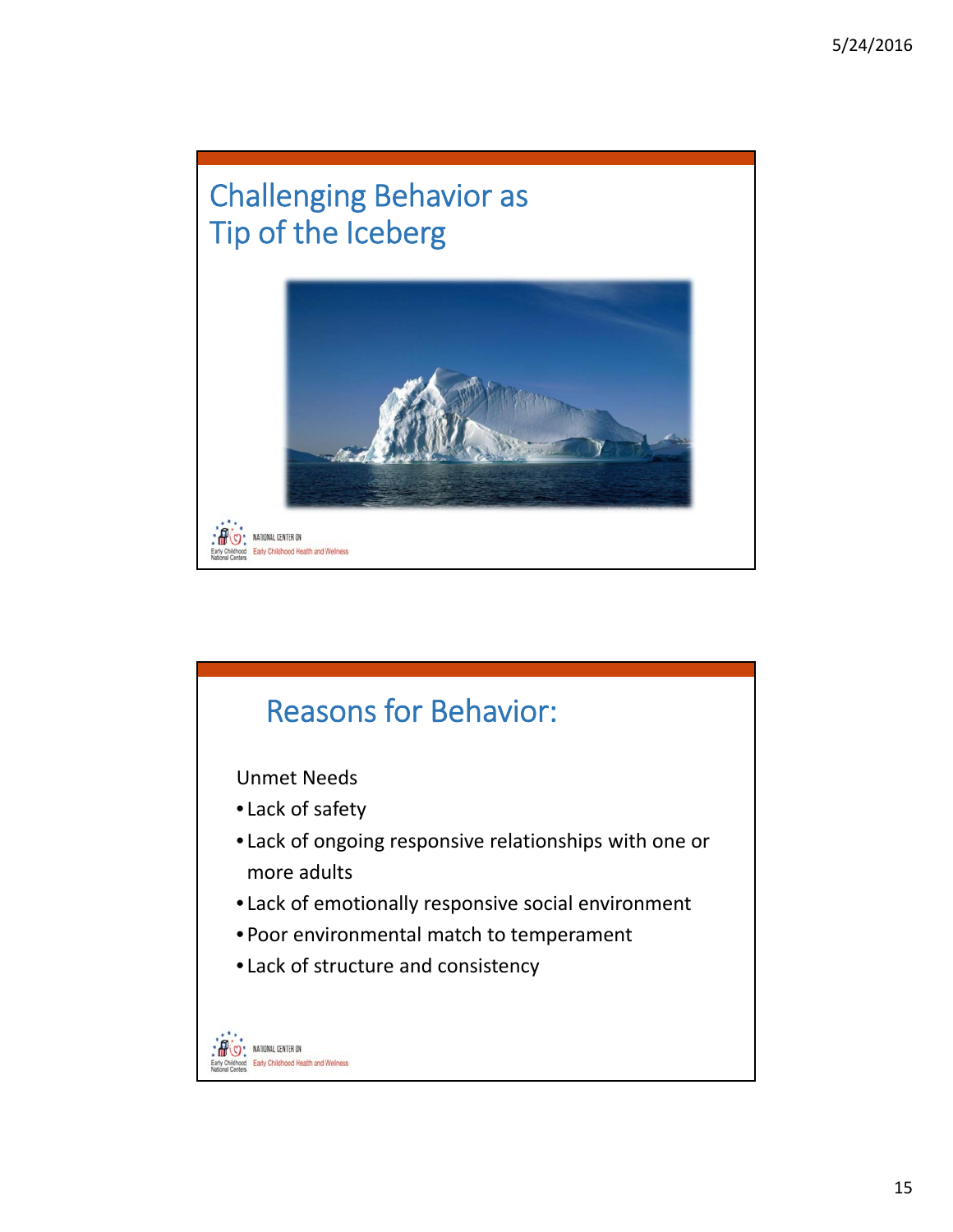## Challenging Behavior as Tip of the Iceberg

NATIONAL CENTER ON Early Childhood Health and Wellness

## Reasons for Behavior:

Unmet Needs

- Lack of safety
- Lack of ongoing responsive relationships with one or more adults
- Lack of emotionally responsive social environment
- Poor environmental match to temperament
- Lack of structure and consistency

NATIONAL CENTER ON Early Childhood Health and Wellness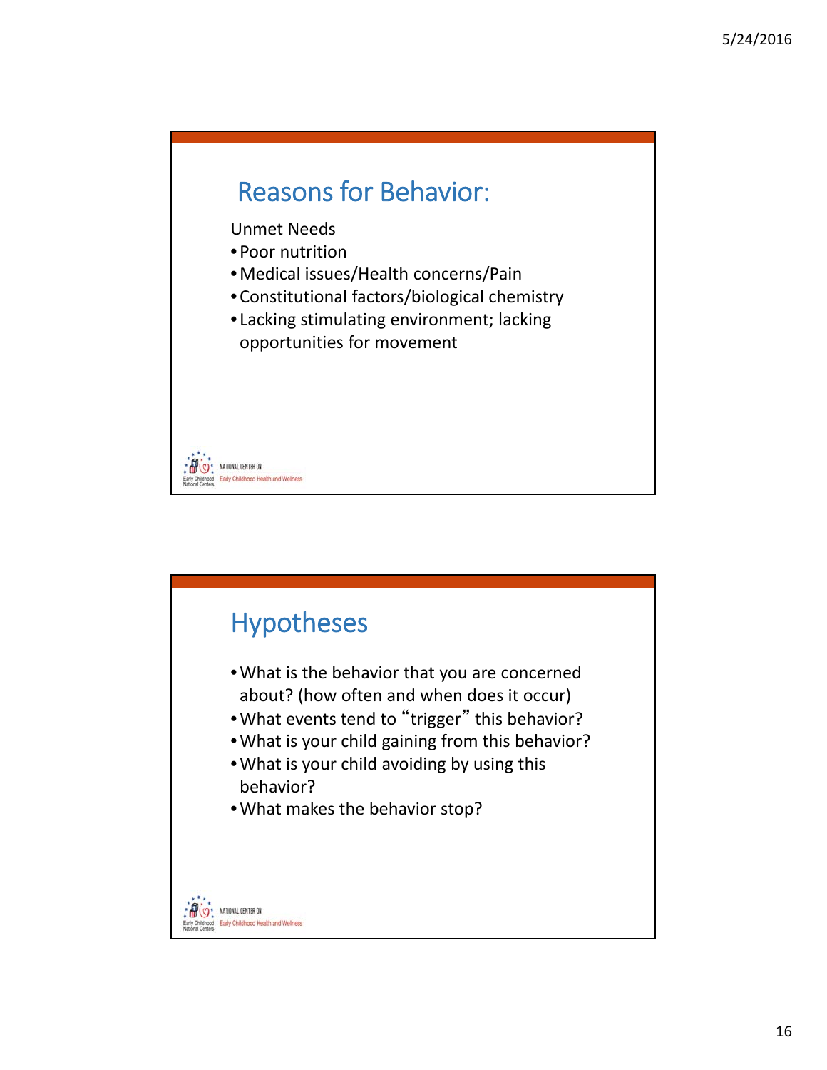## Reasons for Behavior:

Unmet Needs

- Poor nutrition
- Medical issues/Health concerns/Pain
- Constitutional factors/biological chemistry
- Lacking stimulating environment; lacking opportunities for movement

## Hypotheses

- What is the behavior that you are concerned about? (how often and when does it occur)
- What events tend to "trigger" this behavior?
- What is your child gaining from this behavior?
- What is your child avoiding by using this behavior?
- What makes the behavior stop?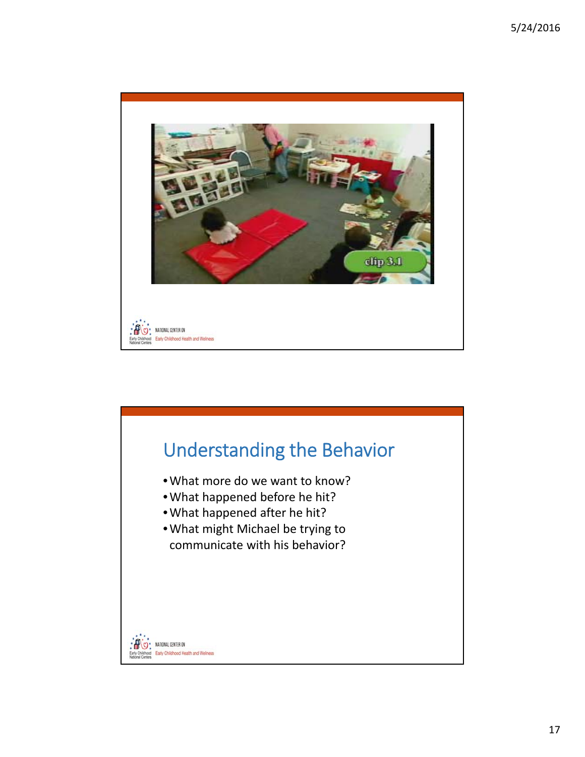clip 3.1

NATIONAL CENTER ON Early Childhood Health and Wellness

## Understanding the Behavior

- What more do we want to know?
- What happened before he hit?
- What happened after he hit?
- What might Michael be trying to communicate with his behavior?

NATIONAL CENTER ON Early Childhood Health and Wellness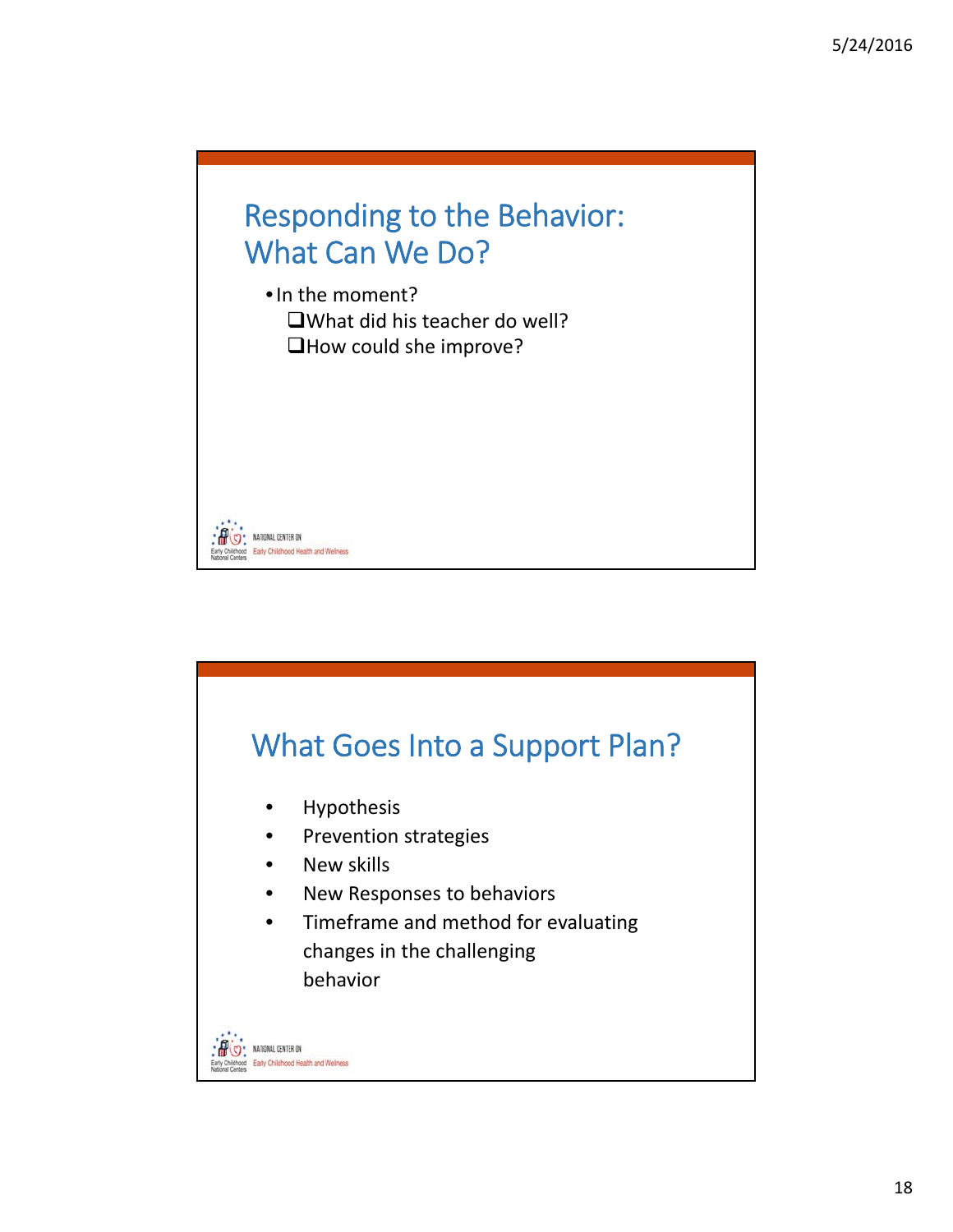## Responding to the Behavior: What Can We Do?

- In the moment?
  - What did his teacher do well?
  - How could she improve?

NATIONAL CENTER ON Early Childhood Health and Wellness

## What Goes Into a Support Plan?

- Hypothesis
- Prevention strategies
- New skills
- New Responses to behaviors
- Timeframe and method for evaluating changes in the challenging behavior

NATIONAL CENTER ON Early Childhood Health and Wellness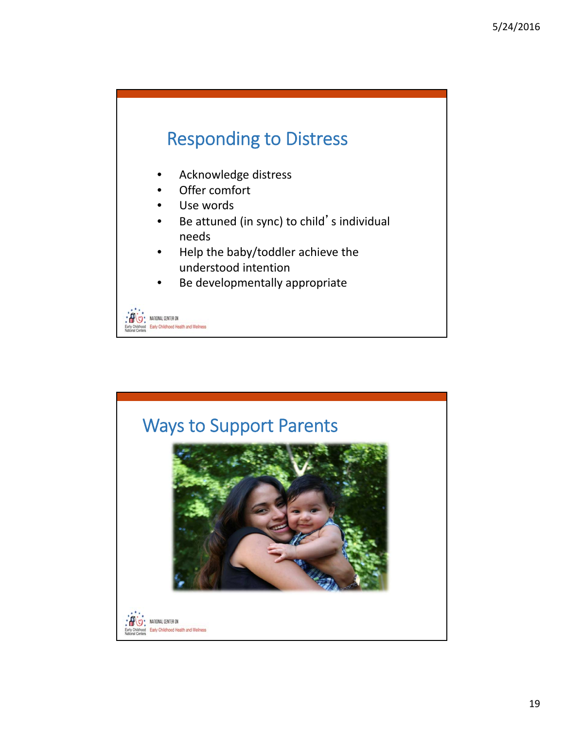## Responding to Distress

- Acknowledge distress
- Offer comfort
- Use words
- Be attuned (in sync) to child's individual needs
- Help the baby/toddler achieve the understood intention
- Be developmentally appropriate

## Ways to Support Parents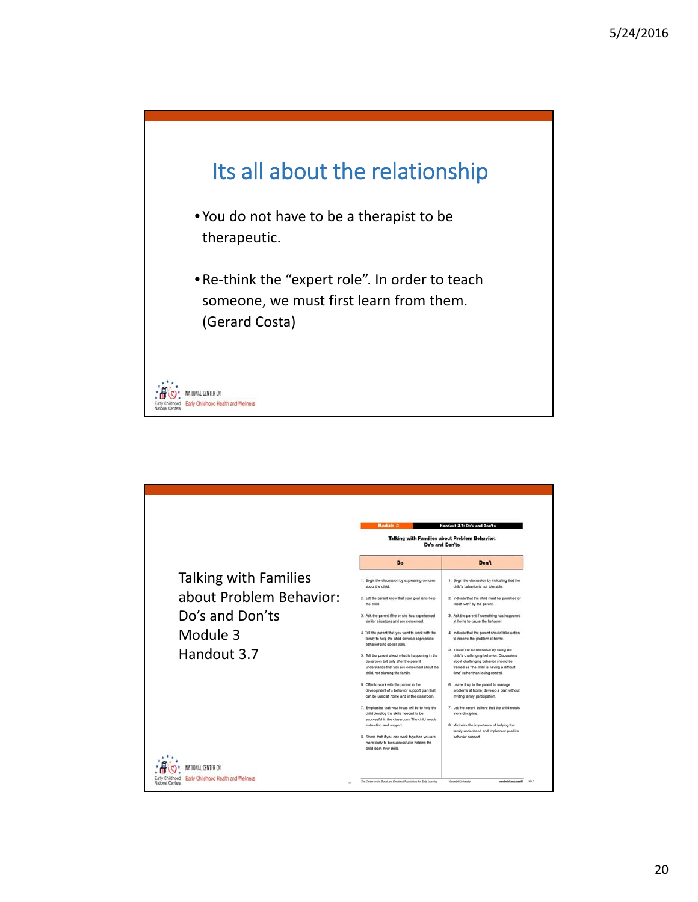# Its all about the relationship

- You do not have to be a therapist to be therapeutic.
- Re-think the “expert role”. In order to teach someone, we must first learn from them. (Gerard Costa)

NATIONAL CENTER ON Early Childhood Health and Wellness

---

Talking with Families about Problem Behavior: Do’s and Don’ts
Module 3
Handout 3.7

Module 3 | Handout 3.7: Do's and Don'ts

**Talking with Families about Problem Behavior: Do's and Don'ts**

| Do | Don't |
|---|---|
| 1. Begin the discussion by expressing concern about the child. | 1. Begin the discussion by indicating that the child's behavior is not tolerable. |
| 2. Let the parent know that your goal is to help the child. | 2. Indicate that the child must be punished or "dealt with" by the parent. |
| 3. Ask the parent if he or she has experienced similar situations and are concerned. | 3. Ask the parent if something has happened at home to cause the behavior. |
| 4. Tell the parent that you want to work with the family to help the child develop appropriate behavior and social skills. | 4. Indicate that the parent should take action to resolve the problem at home. |
| 5. Tell the parent about what is happening in the classroom but only after the parent understands that you are concerned about the child, not blaming the family. | 5. Initiate the conversation by using the child's challenging behavior. Discussions about challenging behavior should be framed as "the child is having a difficult time" rather than losing control. |
| 6. Offer to work with the parent in the development of a behavior support plan that can be used at home and in the classroom. | 6. Leave it up to the parent to manage problems at home; develop a plan without inviting family participation. |
| 7. Emphasize that your focus will be to help the child develop the skills needed to be successful in the classroom. The child needs instruction and support. | 7. Let the parent believe that the child needs more discipline. |
| 8. Stress that if you can work together, you are more likely to be successful in helping the child learn new skills. | 8. Minimize the importance of helping the family understand and implement positive behavior support. |

NATIONAL CENTER ON Early Childhood Health and Wellness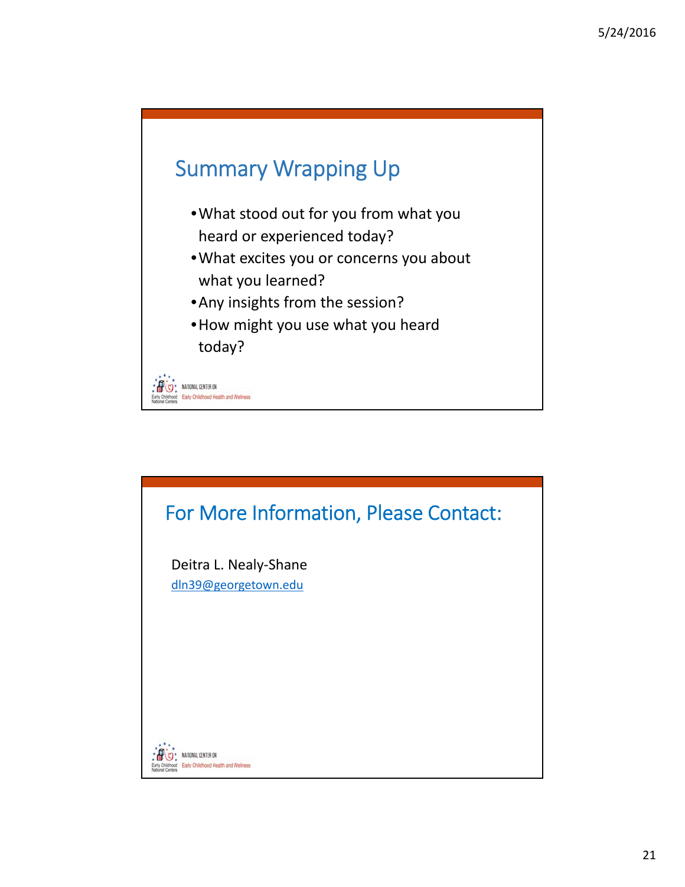## Summary Wrapping Up

- What stood out for you from what you heard or experienced today?
- What excites you or concerns you about what you learned?
- Any insights from the session?
- How might you use what you heard today?

NATIONAL CENTER ON Early Childhood Health and Wellness

## For More Information, Please Contact:

Deitra L. Nealy-Shane
dln39@georgetown.edu

NATIONAL CENTER ON Early Childhood Health and Wellness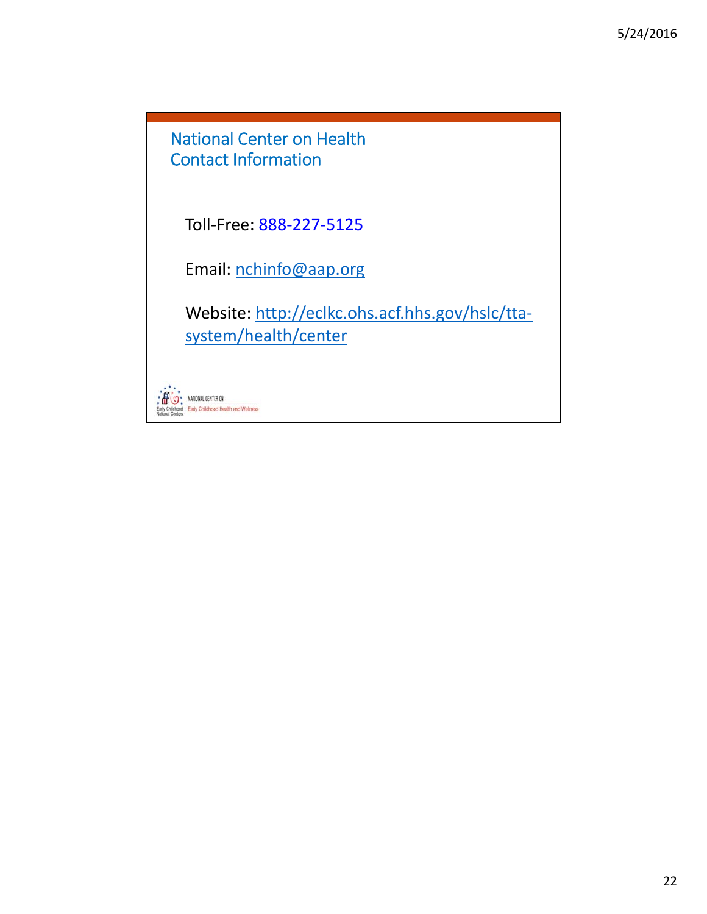## National Center on Health Contact Information

Toll-Free: 888-227-5125

Email: nchinfo@aap.org

Website: http://eclkc.ohs.acf.hhs.gov/hslc/tta-system/health/center

NATIONAL CENTER ON Early Childhood Health and Wellness

Early Childhood National Centers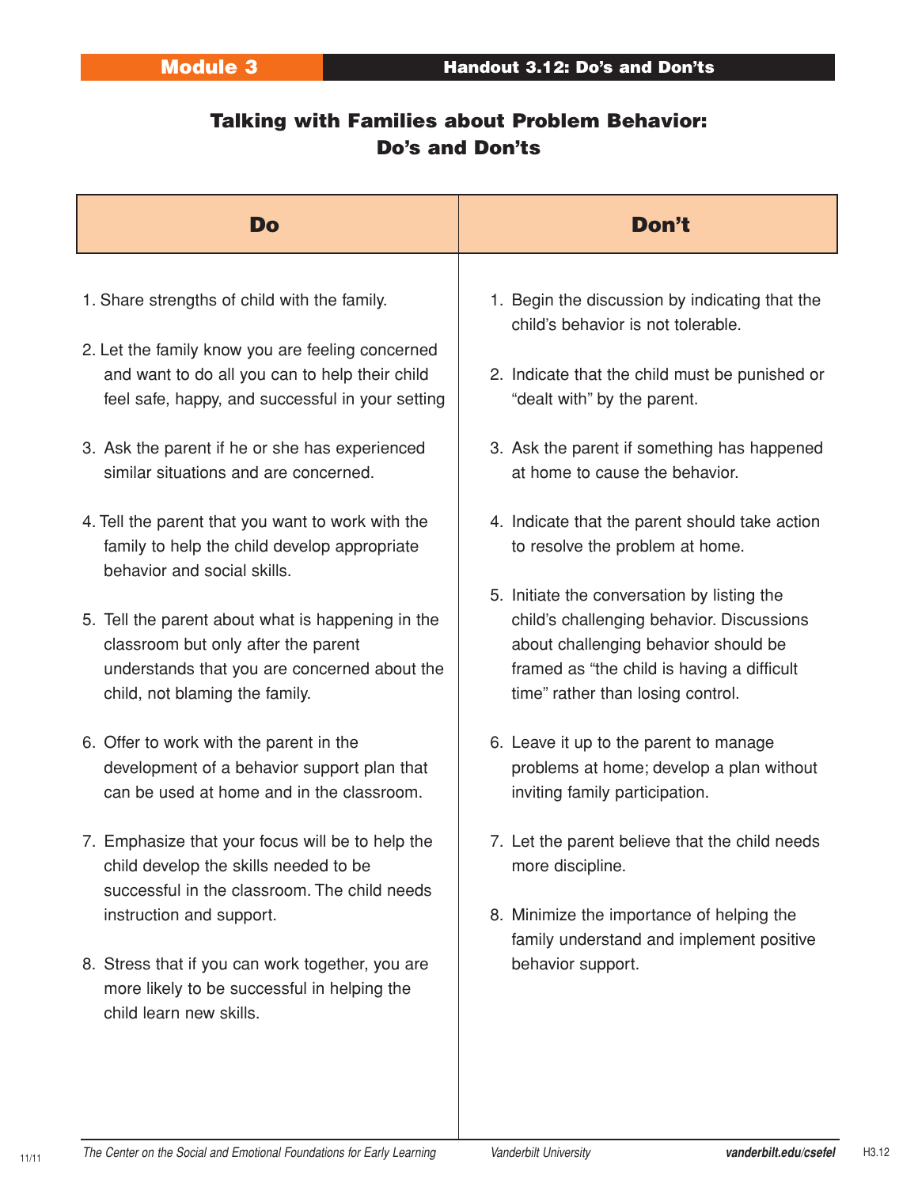Module 3 | Handout 3.12: Do's and Don'ts

# Talking with Families about Problem Behavior: Do's and Don'ts

| Do | Don't |
|---|---|
| 1. Share strengths of child with the family. | 1. Begin the discussion by indicating that the child's behavior is not tolerable. |
| 2. Let the family know you are feeling concerned and want to do all you can to help their child feel safe, happy, and successful in your setting | 2. Indicate that the child must be punished or "dealt with" by the parent. |
| 3. Ask the parent if he or she has experienced similar situations and are concerned. | 3. Ask the parent if something has happened at home to cause the behavior. |
| 4. Tell the parent that you want to work with the family to help the child develop appropriate behavior and social skills. | 4. Indicate that the parent should take action to resolve the problem at home. |
| 5. Tell the parent about what is happening in the classroom but only after the parent understands that you are concerned about the child, not blaming the family. | 5. Initiate the conversation by listing the child's challenging behavior. Discussions about challenging behavior should be framed as "the child is having a difficult time" rather than losing control. |
| 6. Offer to work with the parent in the development of a behavior support plan that can be used at home and in the classroom. | 6. Leave it up to the parent to manage problems at home; develop a plan without inviting family participation. |
| 7. Emphasize that your focus will be to help the child develop the skills needed to be successful in the classroom. The child needs instruction and support. | 7. Let the parent believe that the child needs more discipline. |
| 8. Stress that if you can work together, you are more likely to be successful in helping the child learn new skills. | 8. Minimize the importance of helping the family understand and implement positive behavior support. |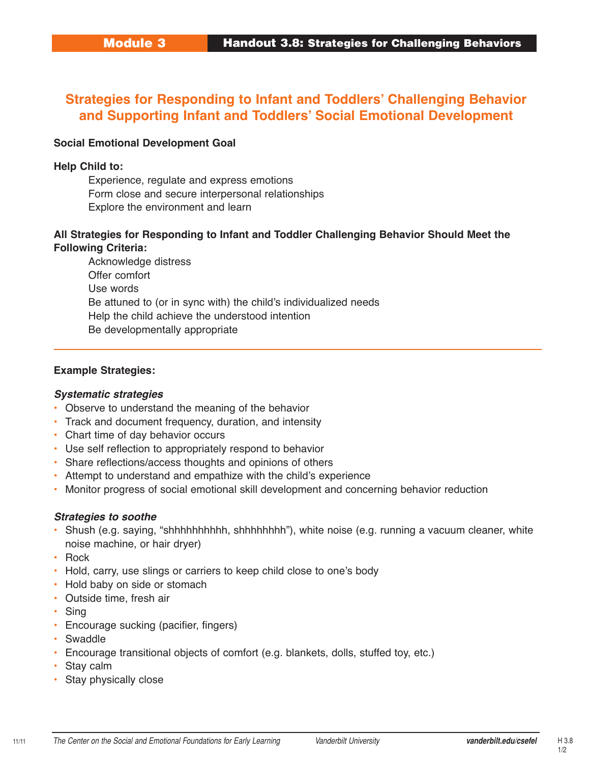# Strategies for Responding to Infant and Toddlers' Challenging Behavior and Supporting Infant and Toddlers' Social Emotional Development

**Social Emotional Development Goal**

**Help Child to:**

Experience, regulate and express emotions
Form close and secure interpersonal relationships
Explore the environment and learn

**All Strategies for Responding to Infant and Toddler Challenging Behavior Should Meet the Following Criteria:**

Acknowledge distress
Offer comfort
Use words
Be attuned to (or in sync with) the child's individualized needs
Help the child achieve the understood intention
Be developmentally appropriate

---

**Example Strategies:**

***Systematic strategies***

- Observe to understand the meaning of the behavior
- Track and document frequency, duration, and intensity
- Chart time of day behavior occurs
- Use self reflection to appropriately respond to behavior
- Share reflections/access thoughts and opinions of others
- Attempt to understand and empathize with the child's experience
- Monitor progress of social emotional skill development and concerning behavior reduction

***Strategies to soothe***

- Shush (e.g. saying, "shhhhhhhhhh, shhhhhhhh"), white noise (e.g. running a vacuum cleaner, white noise machine, or hair dryer)
- Rock
- Hold, carry, use slings or carriers to keep child close to one's body
- Hold baby on side or stomach
- Outside time, fresh air
- Sing
- Encourage sucking (pacifier, fingers)
- Swaddle
- Encourage transitional objects of comfort (e.g. blankets, dolls, stuffed toy, etc.)
- Stay calm
- Stay physically close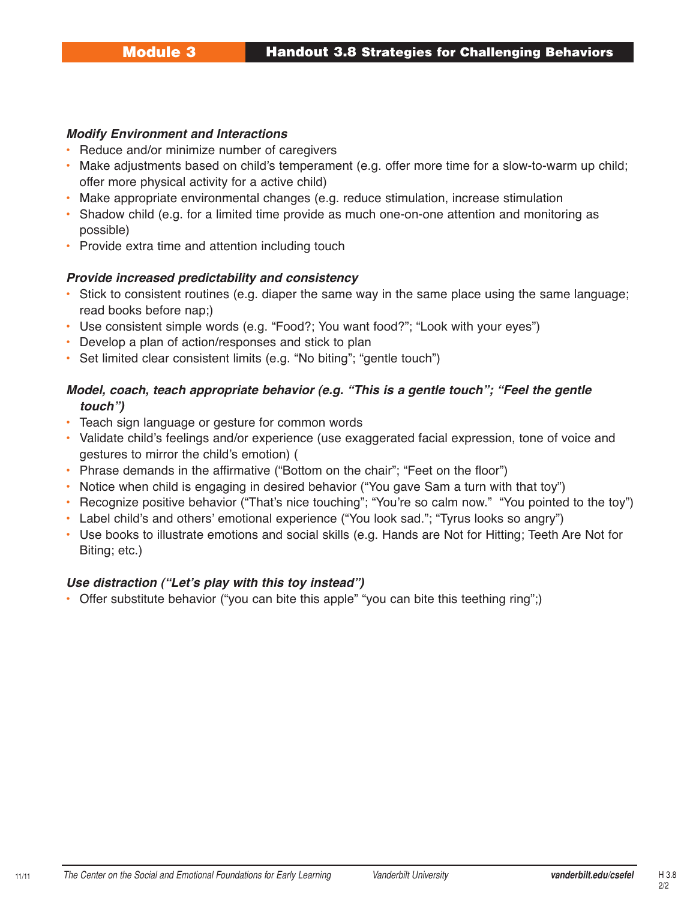## Module 3 — Handout 3.8 Strategies for Challenging Behaviors

***Modify Environment and Interactions***

- Reduce and/or minimize number of caregivers
- Make adjustments based on child's temperament (e.g. offer more time for a slow-to-warm up child; offer more physical activity for a active child)
- Make appropriate environmental changes (e.g. reduce stimulation, increase stimulation
- Shadow child (e.g. for a limited time provide as much one-on-one attention and monitoring as possible)
- Provide extra time and attention including touch

***Provide increased predictability and consistency***

- Stick to consistent routines (e.g. diaper the same way in the same place using the same language; read books before nap;)
- Use consistent simple words (e.g. "Food?; You want food?"; "Look with your eyes")
- Develop a plan of action/responses and stick to plan
- Set limited clear consistent limits (e.g. "No biting"; "gentle touch")

***Model, coach, teach appropriate behavior (e.g. "This is a gentle touch"; "Feel the gentle touch")***

- Teach sign language or gesture for common words
- Validate child's feelings and/or experience (use exaggerated facial expression, tone of voice and gestures to mirror the child's emotion) (
- Phrase demands in the affirmative ("Bottom on the chair"; "Feet on the floor")
- Notice when child is engaging in desired behavior ("You gave Sam a turn with that toy")
- Recognize positive behavior ("That's nice touching"; "You're so calm now." "You pointed to the toy")
- Label child's and others' emotional experience ("You look sad."; "Tyrus looks so angry")
- Use books to illustrate emotions and social skills (e.g. Hands are Not for Hitting; Teeth Are Not for Biting; etc.)

***Use distraction ("Let's play with this toy instead")***

- Offer substitute behavior ("you can bite this apple" "you can bite this teething ring";)